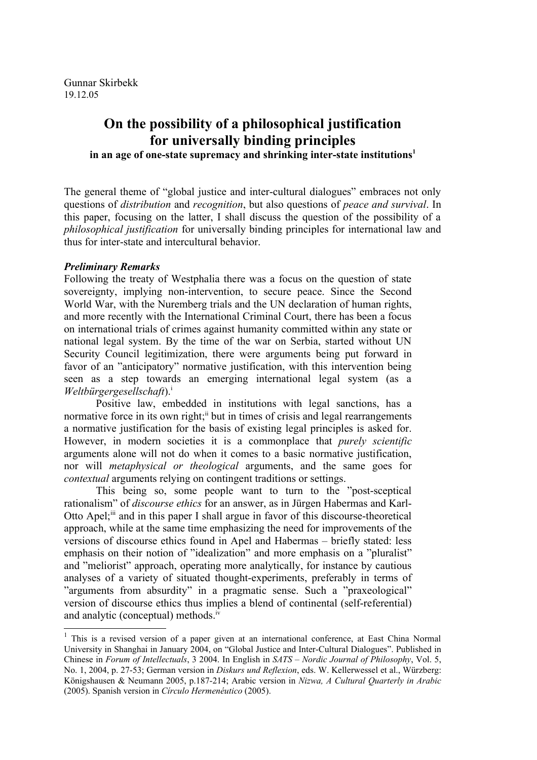Gunnar Skirbekk
19.12.05

# On the possibility of a philosophical justification for universally binding principles

**in an age of one-state supremacy and shrinking inter-state institutions[1]**

The general theme of "global justice and inter-cultural dialogues" embraces not only questions of *distribution* and *recognition*, but also questions of *peace and survival*. In this paper, focusing on the latter, I shall discuss the question of the possibility of a *philosophical justification* for universally binding principles for international law and thus for inter-state and intercultural behavior.

***Preliminary Remarks***

Following the treaty of Westphalia there was a focus on the question of state sovereignty, implying non-intervention, to secure peace. Since the Second World War, with the Nuremberg trials and the UN declaration of human rights, and more recently with the International Criminal Court, there has been a focus on international trials of crimes against humanity committed within any state or national legal system. By the time of the war on Serbia, started without UN Security Council legitimization, there were arguments being put forward in favor of an "anticipatory" normative justification, with this intervention being seen as a step towards an emerging international legal system (as a *Weltbürgergesellschaft*).[i]

Positive law, embedded in institutions with legal sanctions, has a normative force in its own right;[ii] but in times of crisis and legal rearrangements a normative justification for the basis of existing legal principles is asked for. However, in modern societies it is a commonplace that *purely scientific* arguments alone will not do when it comes to a basic normative justification, nor will *metaphysical or theological* arguments, and the same goes for *contextual* arguments relying on contingent traditions or settings.

This being so, some people want to turn to the "post-sceptical rationalism" of *discourse ethics* for an answer, as in Jürgen Habermas and Karl-Otto Apel;[iii] and in this paper I shall argue in favor of this discourse-theoretical approach, while at the same time emphasizing the need for improvements of the versions of discourse ethics found in Apel and Habermas – briefly stated: less emphasis on their notion of "idealization" and more emphasis on a "pluralist" and "meliorist" approach, operating more analytically, for instance by cautious analyses of a variety of situated thought-experiments, preferably in terms of "arguments from absurdity" in a pragmatic sense. Such a "praxeological" version of discourse ethics thus implies a blend of continental (self-referential) and analytic (conceptual) methods.[iv]

---

[1] This is a revised version of a paper given at an international conference, at East China Normal University in Shanghai in January 2004, on "Global Justice and Inter-Cultural Dialogues". Published in Chinese in *Forum of Intellectuals*, 3 2004. In English in *SATS – Nordic Journal of Philosophy*, Vol. 5, No. 1, 2004, p. 27-53; German version in *Diskurs und Reflexion*, eds. W. Kellerwessel et al., Würzberg: Königshausen & Neumann 2005, p.187-214; Arabic version in *Nizwa, A Cultural Quarterly in Arabic* (2005). Spanish version in *Círculo Hermenéutico* (2005).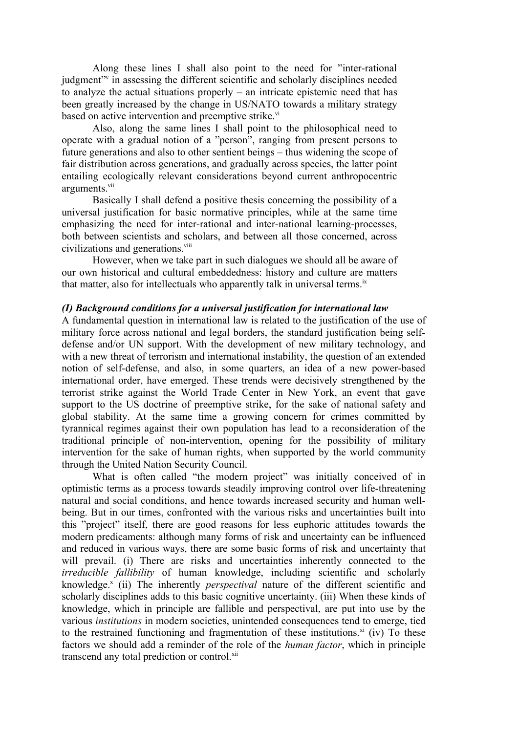Along these lines I shall also point to the need for "inter-rational judgment"[v] in assessing the different scientific and scholarly disciplines needed to analyze the actual situations properly – an intricate epistemic need that has been greatly increased by the change in US/NATO towards a military strategy based on active intervention and preemptive strike.[vi]

Also, along the same lines I shall point to the philosophical need to operate with a gradual notion of a "person", ranging from present persons to future generations and also to other sentient beings – thus widening the scope of fair distribution across generations, and gradually across species, the latter point entailing ecologically relevant considerations beyond current anthropocentric arguments.[vii]

Basically I shall defend a positive thesis concerning the possibility of a universal justification for basic normative principles, while at the same time emphasizing the need for inter-rational and inter-national learning-processes, both between scientists and scholars, and between all those concerned, across civilizations and generations.[viii]

However, when we take part in such dialogues we should all be aware of our own historical and cultural embeddedness: history and culture are matters that matter, also for intellectuals who apparently talk in universal terms.[ix]

### *(I) Background conditions for a universal justification for international law*

A fundamental question in international law is related to the justification of the use of military force across national and legal borders, the standard justification being self-defense and/or UN support. With the development of new military technology, and with a new threat of terrorism and international instability, the question of an extended notion of self-defense, and also, in some quarters, an idea of a new power-based international order, have emerged. These trends were decisively strengthened by the terrorist strike against the World Trade Center in New York, an event that gave support to the US doctrine of preemptive strike, for the sake of national safety and global stability. At the same time a growing concern for crimes committed by tyrannical regimes against their own population has lead to a reconsideration of the traditional principle of non-intervention, opening for the possibility of military intervention for the sake of human rights, when supported by the world community through the United Nation Security Council.

What is often called "the modern project" was initially conceived of in optimistic terms as a process towards steadily improving control over life-threatening natural and social conditions, and hence towards increased security and human well-being. But in our times, confronted with the various risks and uncertainties built into this "project" itself, there are good reasons for less euphoric attitudes towards the modern predicaments: although many forms of risk and uncertainty can be influenced and reduced in various ways, there are some basic forms of risk and uncertainty that will prevail. (i) There are risks and uncertainties inherently connected to the *irreducible fallibility* of human knowledge, including scientific and scholarly knowledge.[x] (ii) The inherently *perspectival* nature of the different scientific and scholarly disciplines adds to this basic cognitive uncertainty. (iii) When these kinds of knowledge, which in principle are fallible and perspectival, are put into use by the various *institutions* in modern societies, unintended consequences tend to emerge, tied to the restrained functioning and fragmentation of these institutions.[xi] (iv) To these factors we should add a reminder of the role of the *human factor*, which in principle transcend any total prediction or control.[xii]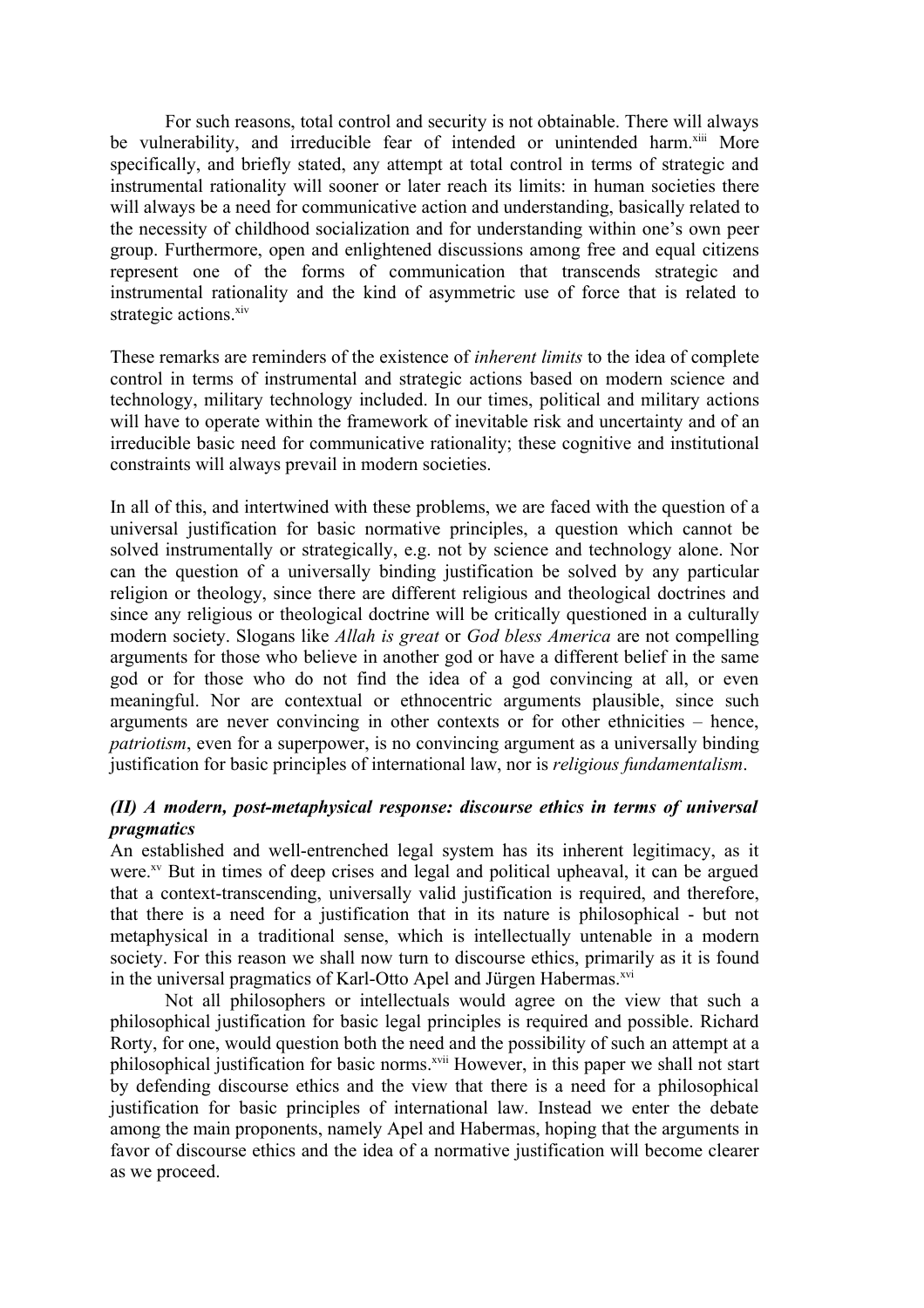For such reasons, total control and security is not obtainable. There will always be vulnerability, and irreducible fear of intended or unintended harm.[xiii] More specifically, and briefly stated, any attempt at total control in terms of strategic and instrumental rationality will sooner or later reach its limits: in human societies there will always be a need for communicative action and understanding, basically related to the necessity of childhood socialization and for understanding within one's own peer group. Furthermore, open and enlightened discussions among free and equal citizens represent one of the forms of communication that transcends strategic and instrumental rationality and the kind of asymmetric use of force that is related to strategic actions.[xiv]

These remarks are reminders of the existence of *inherent limits* to the idea of complete control in terms of instrumental and strategic actions based on modern science and technology, military technology included. In our times, political and military actions will have to operate within the framework of inevitable risk and uncertainty and of an irreducible basic need for communicative rationality; these cognitive and institutional constraints will always prevail in modern societies.

In all of this, and intertwined with these problems, we are faced with the question of a universal justification for basic normative principles, a question which cannot be solved instrumentally or strategically, e.g. not by science and technology alone. Nor can the question of a universally binding justification be solved by any particular religion or theology, since there are different religious and theological doctrines and since any religious or theological doctrine will be critically questioned in a culturally modern society. Slogans like *Allah is great* or *God bless America* are not compelling arguments for those who believe in another god or have a different belief in the same god or for those who do not find the idea of a god convincing at all, or even meaningful. Nor are contextual or ethnocentric arguments plausible, since such arguments are never convincing in other contexts or for other ethnicities – hence, *patriotism*, even for a superpower, is no convincing argument as a universally binding justification for basic principles of international law, nor is *religious fundamentalism*.

### *(II) A modern, post-metaphysical response: discourse ethics in terms of universal pragmatics*

An established and well-entrenched legal system has its inherent legitimacy, as it were.[xv] But in times of deep crises and legal and political upheaval, it can be argued that a context-transcending, universally valid justification is required, and therefore, that there is a need for a justification that in its nature is philosophical - but not metaphysical in a traditional sense, which is intellectually untenable in a modern society. For this reason we shall now turn to discourse ethics, primarily as it is found in the universal pragmatics of Karl-Otto Apel and Jürgen Habermas.[xvi]

Not all philosophers or intellectuals would agree on the view that such a philosophical justification for basic legal principles is required and possible. Richard Rorty, for one, would question both the need and the possibility of such an attempt at a philosophical justification for basic norms.[xvii] However, in this paper we shall not start by defending discourse ethics and the view that there is a need for a philosophical justification for basic principles of international law. Instead we enter the debate among the main proponents, namely Apel and Habermas, hoping that the arguments in favor of discourse ethics and the idea of a normative justification will become clearer as we proceed.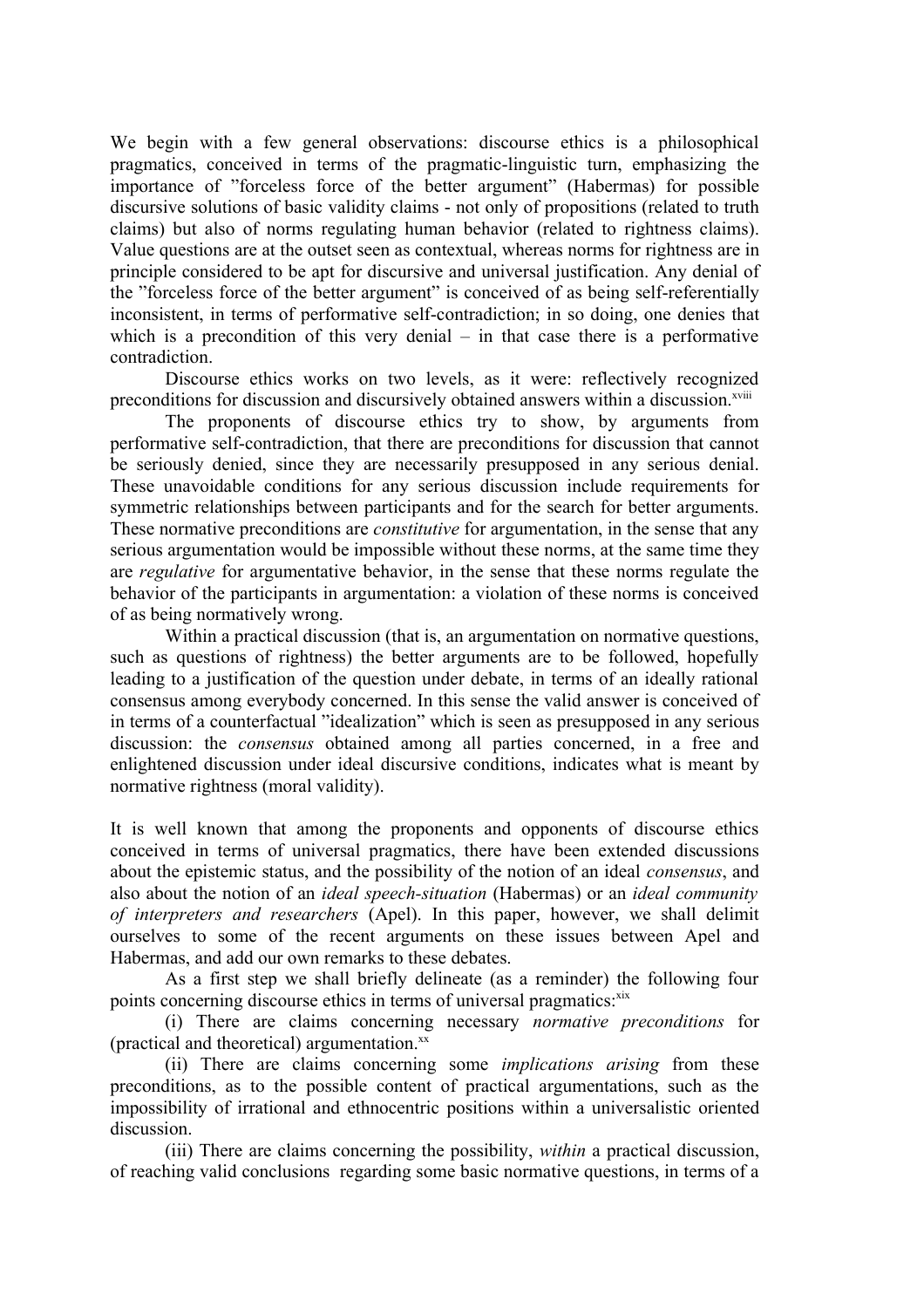We begin with a few general observations: discourse ethics is a philosophical pragmatics, conceived in terms of the pragmatic-linguistic turn, emphasizing the importance of "forceless force of the better argument" (Habermas) for possible discursive solutions of basic validity claims - not only of propositions (related to truth claims) but also of norms regulating human behavior (related to rightness claims). Value questions are at the outset seen as contextual, whereas norms for rightness are in principle considered to be apt for discursive and universal justification. Any denial of the "forceless force of the better argument" is conceived of as being self-referentially inconsistent, in terms of performative self-contradiction; in so doing, one denies that which is a precondition of this very denial – in that case there is a performative contradiction.

Discourse ethics works on two levels, as it were: reflectively recognized preconditions for discussion and discursively obtained answers within a discussion.[xviii]

The proponents of discourse ethics try to show, by arguments from performative self-contradiction, that there are preconditions for discussion that cannot be seriously denied, since they are necessarily presupposed in any serious denial. These unavoidable conditions for any serious discussion include requirements for symmetric relationships between participants and for the search for better arguments. These normative preconditions are *constitutive* for argumentation, in the sense that any serious argumentation would be impossible without these norms, at the same time they are *regulative* for argumentative behavior, in the sense that these norms regulate the behavior of the participants in argumentation: a violation of these norms is conceived of as being normatively wrong.

Within a practical discussion (that is, an argumentation on normative questions, such as questions of rightness) the better arguments are to be followed, hopefully leading to a justification of the question under debate, in terms of an ideally rational consensus among everybody concerned. In this sense the valid answer is conceived of in terms of a counterfactual "idealization" which is seen as presupposed in any serious discussion: the *consensus* obtained among all parties concerned, in a free and enlightened discussion under ideal discursive conditions, indicates what is meant by normative rightness (moral validity).

It is well known that among the proponents and opponents of discourse ethics conceived in terms of universal pragmatics, there have been extended discussions about the epistemic status, and the possibility of the notion of an ideal *consensus*, and also about the notion of an *ideal speech-situation* (Habermas) or an *ideal community of interpreters and researchers* (Apel). In this paper, however, we shall delimit ourselves to some of the recent arguments on these issues between Apel and Habermas, and add our own remarks to these debates.

As a first step we shall briefly delineate (as a reminder) the following four points concerning discourse ethics in terms of universal pragmatics:[xix]

(i) There are claims concerning necessary *normative preconditions* for (practical and theoretical) argumentation.[xx]

(ii) There are claims concerning some *implications arising* from these preconditions, as to the possible content of practical argumentations, such as the impossibility of irrational and ethnocentric positions within a universalistic oriented discussion.

(iii) There are claims concerning the possibility, *within* a practical discussion, of reaching valid conclusions regarding some basic normative questions, in terms of a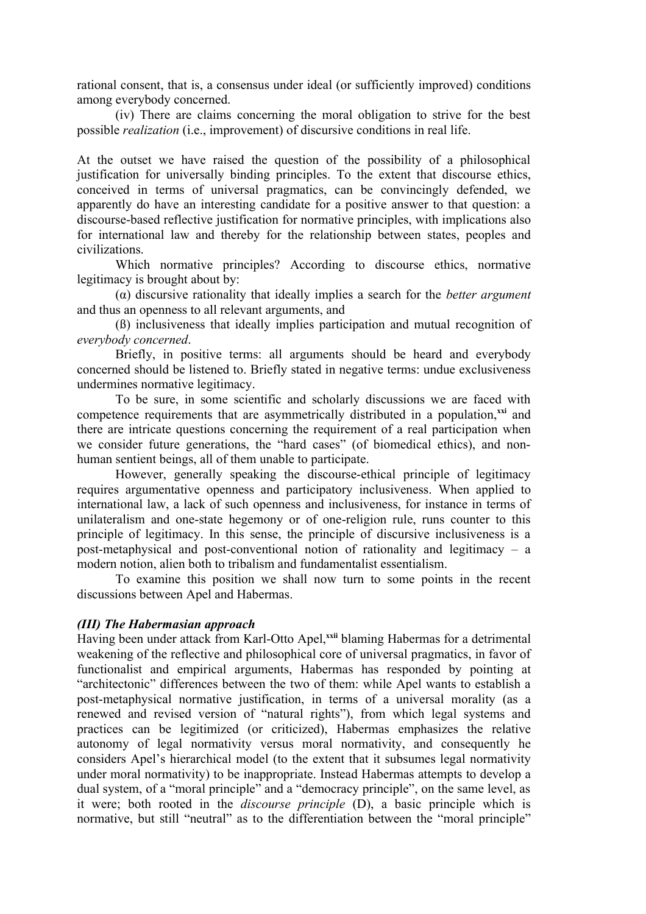rational consent, that is, a consensus under ideal (or sufficiently improved) conditions among everybody concerned.

(iv) There are claims concerning the moral obligation to strive for the best possible *realization* (i.e., improvement) of discursive conditions in real life.

At the outset we have raised the question of the possibility of a philosophical justification for universally binding principles. To the extent that discourse ethics, conceived in terms of universal pragmatics, can be convincingly defended, we apparently do have an interesting candidate for a positive answer to that question: a discourse-based reflective justification for normative principles, with implications also for international law and thereby for the relationship between states, peoples and civilizations.

Which normative principles? According to discourse ethics, normative legitimacy is brought about by:

(α) discursive rationality that ideally implies a search for the *better argument* and thus an openness to all relevant arguments, and

(ß) inclusiveness that ideally implies participation and mutual recognition of *everybody concerned*.

Briefly, in positive terms: all arguments should be heard and everybody concerned should be listened to. Briefly stated in negative terms: undue exclusiveness undermines normative legitimacy.

To be sure, in some scientific and scholarly discussions we are faced with competence requirements that are asymmetrically distributed in a population,[xxi] and there are intricate questions concerning the requirement of a real participation when we consider future generations, the "hard cases" (of biomedical ethics), and non-human sentient beings, all of them unable to participate.

However, generally speaking the discourse-ethical principle of legitimacy requires argumentative openness and participatory inclusiveness. When applied to international law, a lack of such openness and inclusiveness, for instance in terms of unilateralism and one-state hegemony or of one-religion rule, runs counter to this principle of legitimacy. In this sense, the principle of discursive inclusiveness is a post-metaphysical and post-conventional notion of rationality and legitimacy – a modern notion, alien both to tribalism and fundamentalist essentialism.

To examine this position we shall now turn to some points in the recent discussions between Apel and Habermas.

### *(III) The Habermasian approach*

Having been under attack from Karl-Otto Apel,[xxii] blaming Habermas for a detrimental weakening of the reflective and philosophical core of universal pragmatics, in favor of functionalist and empirical arguments, Habermas has responded by pointing at "architectonic" differences between the two of them: while Apel wants to establish a post-metaphysical normative justification, in terms of a universal morality (as a renewed and revised version of "natural rights"), from which legal systems and practices can be legitimized (or criticized), Habermas emphasizes the relative autonomy of legal normativity versus moral normativity, and consequently he considers Apel's hierarchical model (to the extent that it subsumes legal normativity under moral normativity) to be inappropriate. Instead Habermas attempts to develop a dual system, of a "moral principle" and a "democracy principle", on the same level, as it were; both rooted in the *discourse principle* (D), a basic principle which is normative, but still "neutral" as to the differentiation between the "moral principle"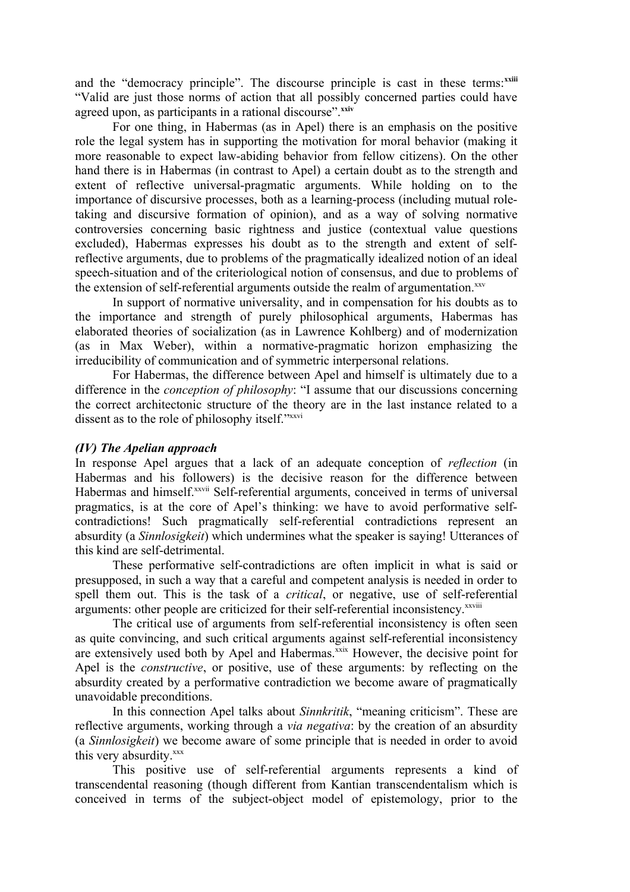and the "democracy principle". The discourse principle is cast in these terms:[xxiii] "Valid are just those norms of action that all possibly concerned parties could have agreed upon, as participants in a rational discourse".[xxiv]

For one thing, in Habermas (as in Apel) there is an emphasis on the positive role the legal system has in supporting the motivation for moral behavior (making it more reasonable to expect law-abiding behavior from fellow citizens). On the other hand there is in Habermas (in contrast to Apel) a certain doubt as to the strength and extent of reflective universal-pragmatic arguments. While holding on to the importance of discursive processes, both as a learning-process (including mutual role-taking and discursive formation of opinion), and as a way of solving normative controversies concerning basic rightness and justice (contextual value questions excluded), Habermas expresses his doubt as to the strength and extent of self-reflective arguments, due to problems of the pragmatically idealized notion of an ideal speech-situation and of the criteriological notion of consensus, and due to problems of the extension of self-referential arguments outside the realm of argumentation.[xxv]

In support of normative universality, and in compensation for his doubts as to the importance and strength of purely philosophical arguments, Habermas has elaborated theories of socialization (as in Lawrence Kohlberg) and of modernization (as in Max Weber), within a normative-pragmatic horizon emphasizing the irreducibility of communication and of symmetric interpersonal relations.

For Habermas, the difference between Apel and himself is ultimately due to a difference in the *conception of philosophy*: "I assume that our discussions concerning the correct architectonic structure of the theory are in the last instance related to a dissent as to the role of philosophy itself."[xxvi]

### *(IV) The Apelian approach*

In response Apel argues that a lack of an adequate conception of *reflection* (in Habermas and his followers) is the decisive reason for the difference between Habermas and himself.[xxvii] Self-referential arguments, conceived in terms of universal pragmatics, is at the core of Apel's thinking: we have to avoid performative self-contradictions! Such pragmatically self-referential contradictions represent an absurdity (a *Sinnlosigkeit*) which undermines what the speaker is saying! Utterances of this kind are self-detrimental.

These performative self-contradictions are often implicit in what is said or presupposed, in such a way that a careful and competent analysis is needed in order to spell them out. This is the task of a *critical*, or negative, use of self-referential arguments: other people are criticized for their self-referential inconsistency.[xxviii]

The critical use of arguments from self-referential inconsistency is often seen as quite convincing, and such critical arguments against self-referential inconsistency are extensively used both by Apel and Habermas.[xxix] However, the decisive point for Apel is the *constructive*, or positive, use of these arguments: by reflecting on the absurdity created by a performative contradiction we become aware of pragmatically unavoidable preconditions.

In this connection Apel talks about *Sinnkritik*, "meaning criticism". These are reflective arguments, working through a *via negativa*: by the creation of an absurdity (a *Sinnlosigkeit*) we become aware of some principle that is needed in order to avoid this very absurdity.[xxx]

This positive use of self-referential arguments represents a kind of transcendental reasoning (though different from Kantian transcendentalism which is conceived in terms of the subject-object model of epistemology, prior to the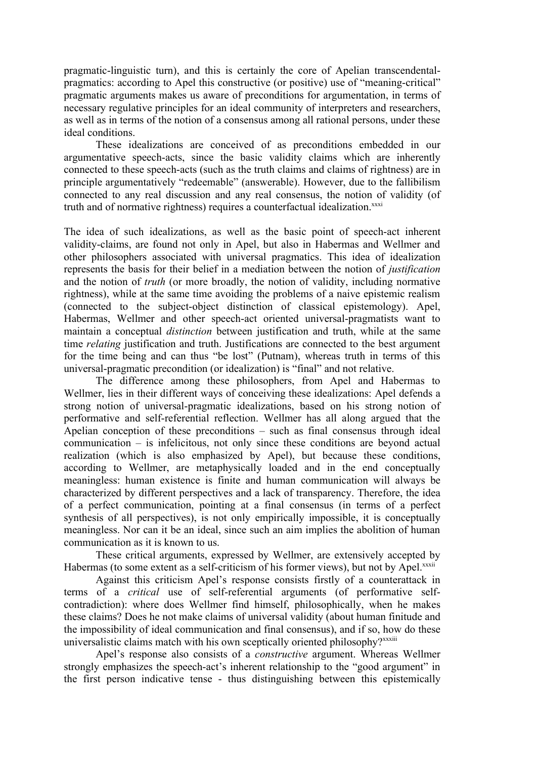pragmatic-linguistic turn), and this is certainly the core of Apelian transcendental-pragmatics: according to Apel this constructive (or positive) use of "meaning-critical" pragmatic arguments makes us aware of preconditions for argumentation, in terms of necessary regulative principles for an ideal community of interpreters and researchers, as well as in terms of the notion of a consensus among all rational persons, under these ideal conditions.

These idealizations are conceived of as preconditions embedded in our argumentative speech-acts, since the basic validity claims which are inherently connected to these speech-acts (such as the truth claims and claims of rightness) are in principle argumentatively "redeemable" (answerable). However, due to the fallibilism connected to any real discussion and any real consensus, the notion of validity (of truth and of normative rightness) requires a counterfactual idealization.[xxxi]

The idea of such idealizations, as well as the basic point of speech-act inherent validity-claims, are found not only in Apel, but also in Habermas and Wellmer and other philosophers associated with universal pragmatics. This idea of idealization represents the basis for their belief in a mediation between the notion of *justification* and the notion of *truth* (or more broadly, the notion of validity, including normative rightness), while at the same time avoiding the problems of a naive epistemic realism (connected to the subject-object distinction of classical epistemology). Apel, Habermas, Wellmer and other speech-act oriented universal-pragmatists want to maintain a conceptual *distinction* between justification and truth, while at the same time *relating* justification and truth. Justifications are connected to the best argument for the time being and can thus "be lost" (Putnam), whereas truth in terms of this universal-pragmatic precondition (or idealization) is "final" and not relative.

The difference among these philosophers, from Apel and Habermas to Wellmer, lies in their different ways of conceiving these idealizations: Apel defends a strong notion of universal-pragmatic idealizations, based on his strong notion of performative and self-referential reflection. Wellmer has all along argued that the Apelian conception of these preconditions – such as final consensus through ideal communication – is infelicitous, not only since these conditions are beyond actual realization (which is also emphasized by Apel), but because these conditions, according to Wellmer, are metaphysically loaded and in the end conceptually meaningless: human existence is finite and human communication will always be characterized by different perspectives and a lack of transparency. Therefore, the idea of a perfect communication, pointing at a final consensus (in terms of a perfect synthesis of all perspectives), is not only empirically impossible, it is conceptually meaningless. Nor can it be an ideal, since such an aim implies the abolition of human communication as it is known to us.

These critical arguments, expressed by Wellmer, are extensively accepted by Habermas (to some extent as a self-criticism of his former views), but not by Apel.[xxxii]

Against this criticism Apel's response consists firstly of a counterattack in terms of a *critical* use of self-referential arguments (of performative self-contradiction): where does Wellmer find himself, philosophically, when he makes these claims? Does he not make claims of universal validity (about human finitude and the impossibility of ideal communication and final consensus), and if so, how do these universalistic claims match with his own sceptically oriented philosophy?[xxxiii]

Apel's response also consists of a *constructive* argument. Whereas Wellmer strongly emphasizes the speech-act's inherent relationship to the "good argument" in the first person indicative tense - thus distinguishing between this epistemically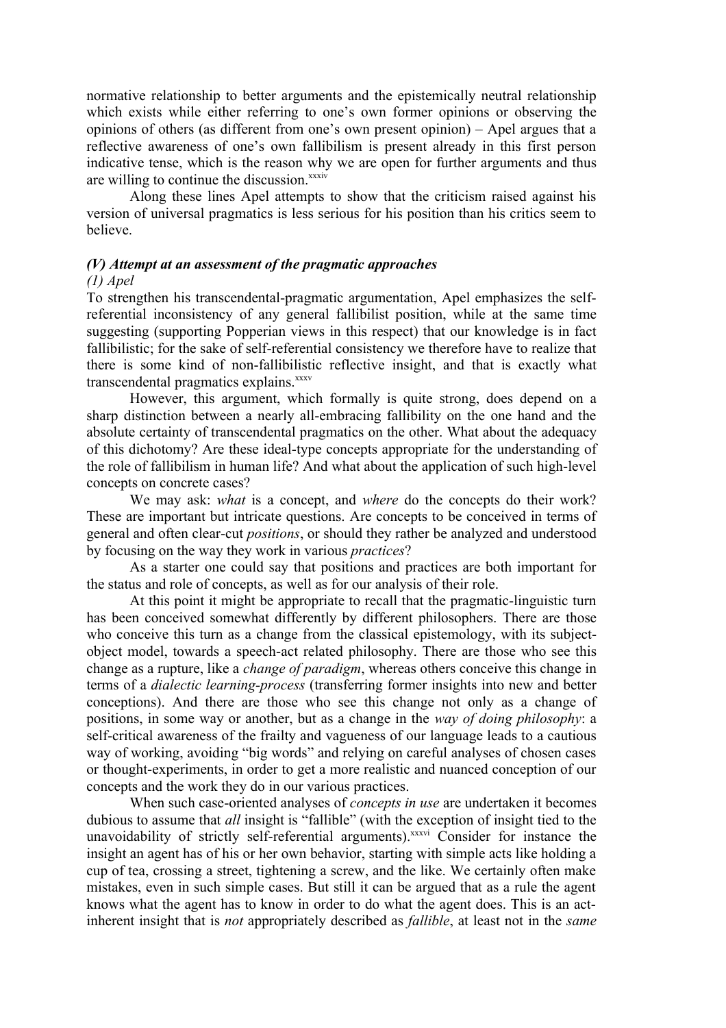normative relationship to better arguments and the epistemically neutral relationship which exists while either referring to one's own former opinions or observing the opinions of others (as different from one's own present opinion) – Apel argues that a reflective awareness of one's own fallibilism is present already in this first person indicative tense, which is the reason why we are open for further arguments and thus are willing to continue the discussion.[xxxiv]

Along these lines Apel attempts to show that the criticism raised against his version of universal pragmatics is less serious for his position than his critics seem to believe.

### *(V) Attempt at an assessment of the pragmatic approaches*

#### *(1) Apel*

To strengthen his transcendental-pragmatic argumentation, Apel emphasizes the self-referential inconsistency of any general fallibilist position, while at the same time suggesting (supporting Popperian views in this respect) that our knowledge is in fact fallibilistic; for the sake of self-referential consistency we therefore have to realize that there is some kind of non-fallibilistic reflective insight, and that is exactly what transcendental pragmatics explains.[xxxv]

However, this argument, which formally is quite strong, does depend on a sharp distinction between a nearly all-embracing fallibility on the one hand and the absolute certainty of transcendental pragmatics on the other. What about the adequacy of this dichotomy? Are these ideal-type concepts appropriate for the understanding of the role of fallibilism in human life? And what about the application of such high-level concepts on concrete cases?

We may ask: *what* is a concept, and *where* do the concepts do their work? These are important but intricate questions. Are concepts to be conceived in terms of general and often clear-cut *positions*, or should they rather be analyzed and understood by focusing on the way they work in various *practices*?

As a starter one could say that positions and practices are both important for the status and role of concepts, as well as for our analysis of their role.

At this point it might be appropriate to recall that the pragmatic-linguistic turn has been conceived somewhat differently by different philosophers. There are those who conceive this turn as a change from the classical epistemology, with its subject-object model, towards a speech-act related philosophy. There are those who see this change as a rupture, like a *change of paradigm*, whereas others conceive this change in terms of a *dialectic learning-process* (transferring former insights into new and better conceptions). And there are those who see this change not only as a change of positions, in some way or another, but as a change in the *way of doing philosophy*: a self-critical awareness of the frailty and vagueness of our language leads to a cautious way of working, avoiding "big words" and relying on careful analyses of chosen cases or thought-experiments, in order to get a more realistic and nuanced conception of our concepts and the work they do in our various practices.

When such case-oriented analyses of *concepts in use* are undertaken it becomes dubious to assume that *all* insight is "fallible" (with the exception of insight tied to the unavoidability of strictly self-referential arguments).[xxxvi] Consider for instance the insight an agent has of his or her own behavior, starting with simple acts like holding a cup of tea, crossing a street, tightening a screw, and the like. We certainly often make mistakes, even in such simple cases. But still it can be argued that as a rule the agent knows what the agent has to know in order to do what the agent does. This is an act-inherent insight that is *not* appropriately described as *fallible*, at least not in the *same*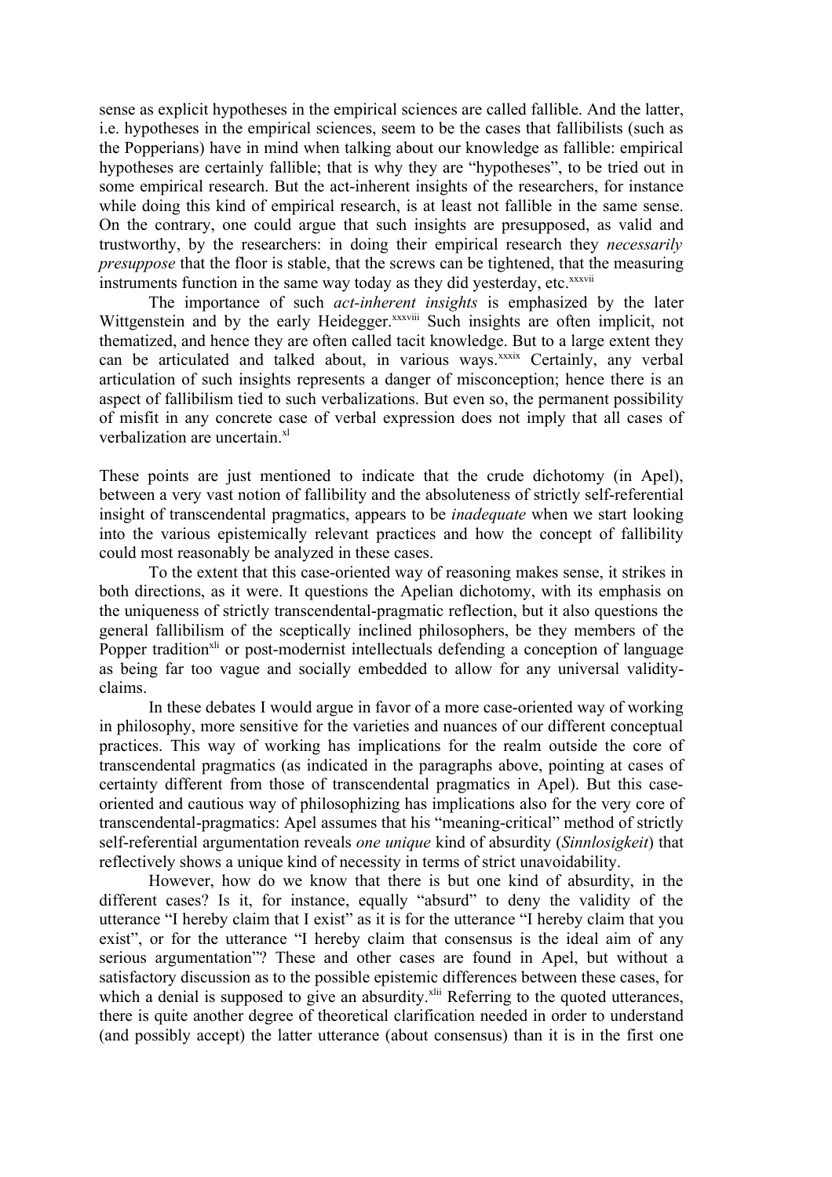sense as explicit hypotheses in the empirical sciences are called fallible. And the latter, i.e. hypotheses in the empirical sciences, seem to be the cases that fallibilists (such as the Popperians) have in mind when talking about our knowledge as fallible: empirical hypotheses are certainly fallible; that is why they are "hypotheses", to be tried out in some empirical research. But the act-inherent insights of the researchers, for instance while doing this kind of empirical research, is at least not fallible in the same sense. On the contrary, one could argue that such insights are presupposed, as valid and trustworthy, by the researchers: in doing their empirical research they *necessarily presuppose* that the floor is stable, that the screws can be tightened, that the measuring instruments function in the same way today as they did yesterday, etc.[xxxvii]

The importance of such *act-inherent insights* is emphasized by the later Wittgenstein and by the early Heidegger.[xxxviii] Such insights are often implicit, not thematized, and hence they are often called tacit knowledge. But to a large extent they can be articulated and talked about, in various ways.[xxxix] Certainly, any verbal articulation of such insights represents a danger of misconception; hence there is an aspect of fallibilism tied to such verbalizations. But even so, the permanent possibility of misfit in any concrete case of verbal expression does not imply that all cases of verbalization are uncertain.[xl]

These points are just mentioned to indicate that the crude dichotomy (in Apel), between a very vast notion of fallibility and the absoluteness of strictly self-referential insight of transcendental pragmatics, appears to be *inadequate* when we start looking into the various epistemically relevant practices and how the concept of fallibility could most reasonably be analyzed in these cases.

To the extent that this case-oriented way of reasoning makes sense, it strikes in both directions, as it were. It questions the Apelian dichotomy, with its emphasis on the uniqueness of strictly transcendental-pragmatic reflection, but it also questions the general fallibilism of the sceptically inclined philosophers, be they members of the Popper tradition[xli] or post-modernist intellectuals defending a conception of language as being far too vague and socially embedded to allow for any universal validity-claims.

In these debates I would argue in favor of a more case-oriented way of working in philosophy, more sensitive for the varieties and nuances of our different conceptual practices. This way of working has implications for the realm outside the core of transcendental pragmatics (as indicated in the paragraphs above, pointing at cases of certainty different from those of transcendental pragmatics in Apel). But this case-oriented and cautious way of philosophizing has implications also for the very core of transcendental-pragmatics: Apel assumes that his "meaning-critical" method of strictly self-referential argumentation reveals *one unique* kind of absurdity (*Sinnlosigkeit*) that reflectively shows a unique kind of necessity in terms of strict unavoidability.

However, how do we know that there is but one kind of absurdity, in the different cases? Is it, for instance, equally "absurd" to deny the validity of the utterance "I hereby claim that I exist" as it is for the utterance "I hereby claim that you exist", or for the utterance "I hereby claim that consensus is the ideal aim of any serious argumentation"? These and other cases are found in Apel, but without a satisfactory discussion as to the possible epistemic differences between these cases, for which a denial is supposed to give an absurdity.[xlii] Referring to the quoted utterances, there is quite another degree of theoretical clarification needed in order to understand (and possibly accept) the latter utterance (about consensus) than it is in the first one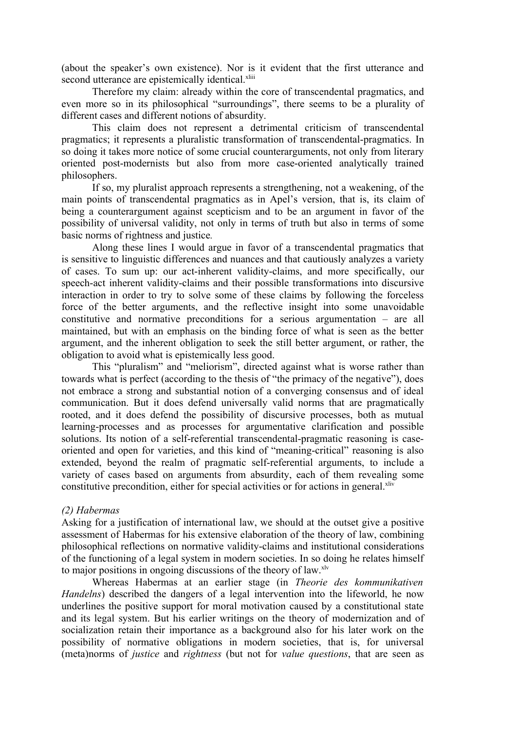(about the speaker's own existence). Nor is it evident that the first utterance and second utterance are epistemically identical.[xliii]

Therefore my claim: already within the core of transcendental pragmatics, and even more so in its philosophical "surroundings", there seems to be a plurality of different cases and different notions of absurdity.

This claim does not represent a detrimental criticism of transcendental pragmatics; it represents a pluralistic transformation of transcendental-pragmatics. In so doing it takes more notice of some crucial counterarguments, not only from literary oriented post-modernists but also from more case-oriented analytically trained philosophers.

If so, my pluralist approach represents a strengthening, not a weakening, of the main points of transcendental pragmatics as in Apel's version, that is, its claim of being a counterargument against scepticism and to be an argument in favor of the possibility of universal validity, not only in terms of truth but also in terms of some basic norms of rightness and justice.

Along these lines I would argue in favor of a transcendental pragmatics that is sensitive to linguistic differences and nuances and that cautiously analyzes a variety of cases. To sum up: our act-inherent validity-claims, and more specifically, our speech-act inherent validity-claims and their possible transformations into discursive interaction in order to try to solve some of these claims by following the forceless force of the better arguments, and the reflective insight into some unavoidable constitutive and normative preconditions for a serious argumentation – are all maintained, but with an emphasis on the binding force of what is seen as the better argument, and the inherent obligation to seek the still better argument, or rather, the obligation to avoid what is epistemically less good.

This "pluralism" and "meliorism", directed against what is worse rather than towards what is perfect (according to the thesis of "the primacy of the negative"), does not embrace a strong and substantial notion of a converging consensus and of ideal communication. But it does defend universally valid norms that are pragmatically rooted, and it does defend the possibility of discursive processes, both as mutual learning-processes and as processes for argumentative clarification and possible solutions. Its notion of a self-referential transcendental-pragmatic reasoning is case-oriented and open for varieties, and this kind of "meaning-critical" reasoning is also extended, beyond the realm of pragmatic self-referential arguments, to include a variety of cases based on arguments from absurdity, each of them revealing some constitutive precondition, either for special activities or for actions in general.[xliv]

*(2) Habermas*

Asking for a justification of international law, we should at the outset give a positive assessment of Habermas for his extensive elaboration of the theory of law, combining philosophical reflections on normative validity-claims and institutional considerations of the functioning of a legal system in modern societies. In so doing he relates himself to major positions in ongoing discussions of the theory of law.[xlv]

Whereas Habermas at an earlier stage (in *Theorie des kommunikativen Handelns*) described the dangers of a legal intervention into the lifeworld, he now underlines the positive support for moral motivation caused by a constitutional state and its legal system. But his earlier writings on the theory of modernization and of socialization retain their importance as a background also for his later work on the possibility of normative obligations in modern societies, that is, for universal (meta)norms of *justice* and *rightness* (but not for *value questions*, that are seen as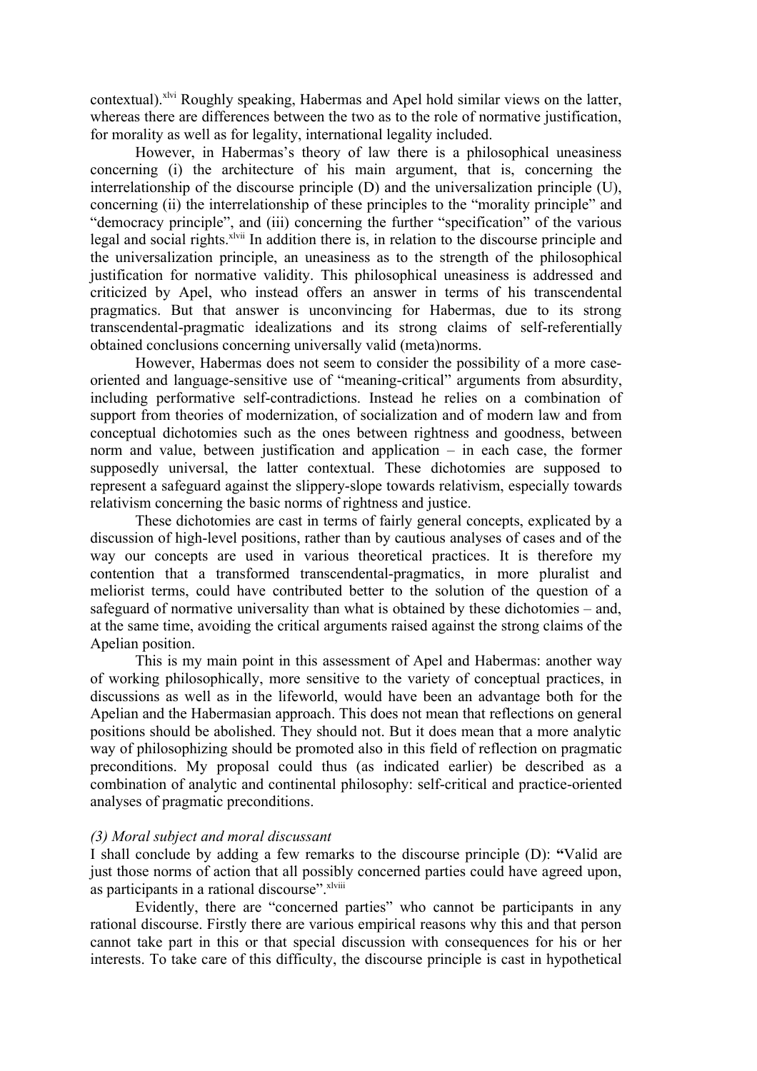contextual).[xlvi] Roughly speaking, Habermas and Apel hold similar views on the latter, whereas there are differences between the two as to the role of normative justification, for morality as well as for legality, international legality included.

However, in Habermas's theory of law there is a philosophical uneasiness concerning (i) the architecture of his main argument, that is, concerning the interrelationship of the discourse principle (D) and the universalization principle (U), concerning (ii) the interrelationship of these principles to the "morality principle" and "democracy principle", and (iii) concerning the further "specification" of the various legal and social rights.[xlvii] In addition there is, in relation to the discourse principle and the universalization principle, an uneasiness as to the strength of the philosophical justification for normative validity. This philosophical uneasiness is addressed and criticized by Apel, who instead offers an answer in terms of his transcendental pragmatics. But that answer is unconvincing for Habermas, due to its strong transcendental-pragmatic idealizations and its strong claims of self-referentially obtained conclusions concerning universally valid (meta)norms.

However, Habermas does not seem to consider the possibility of a more case-oriented and language-sensitive use of "meaning-critical" arguments from absurdity, including performative self-contradictions. Instead he relies on a combination of support from theories of modernization, of socialization and of modern law and from conceptual dichotomies such as the ones between rightness and goodness, between norm and value, between justification and application – in each case, the former supposedly universal, the latter contextual. These dichotomies are supposed to represent a safeguard against the slippery-slope towards relativism, especially towards relativism concerning the basic norms of rightness and justice.

These dichotomies are cast in terms of fairly general concepts, explicated by a discussion of high-level positions, rather than by cautious analyses of cases and of the way our concepts are used in various theoretical practices. It is therefore my contention that a transformed transcendental-pragmatics, in more pluralist and meliorist terms, could have contributed better to the solution of the question of a safeguard of normative universality than what is obtained by these dichotomies – and, at the same time, avoiding the critical arguments raised against the strong claims of the Apelian position.

This is my main point in this assessment of Apel and Habermas: another way of working philosophically, more sensitive to the variety of conceptual practices, in discussions as well as in the lifeworld, would have been an advantage both for the Apelian and the Habermasian approach. This does not mean that reflections on general positions should be abolished. They should not. But it does mean that a more analytic way of philosophizing should be promoted also in this field of reflection on pragmatic preconditions. My proposal could thus (as indicated earlier) be described as a combination of analytic and continental philosophy: self-critical and practice-oriented analyses of pragmatic preconditions.

*(3) Moral subject and moral discussant*

I shall conclude by adding a few remarks to the discourse principle (D): **"**Valid are just those norms of action that all possibly concerned parties could have agreed upon, as participants in a rational discourse".[xlviii]

Evidently, there are "concerned parties" who cannot be participants in any rational discourse. Firstly there are various empirical reasons why this and that person cannot take part in this or that special discussion with consequences for his or her interests. To take care of this difficulty, the discourse principle is cast in hypothetical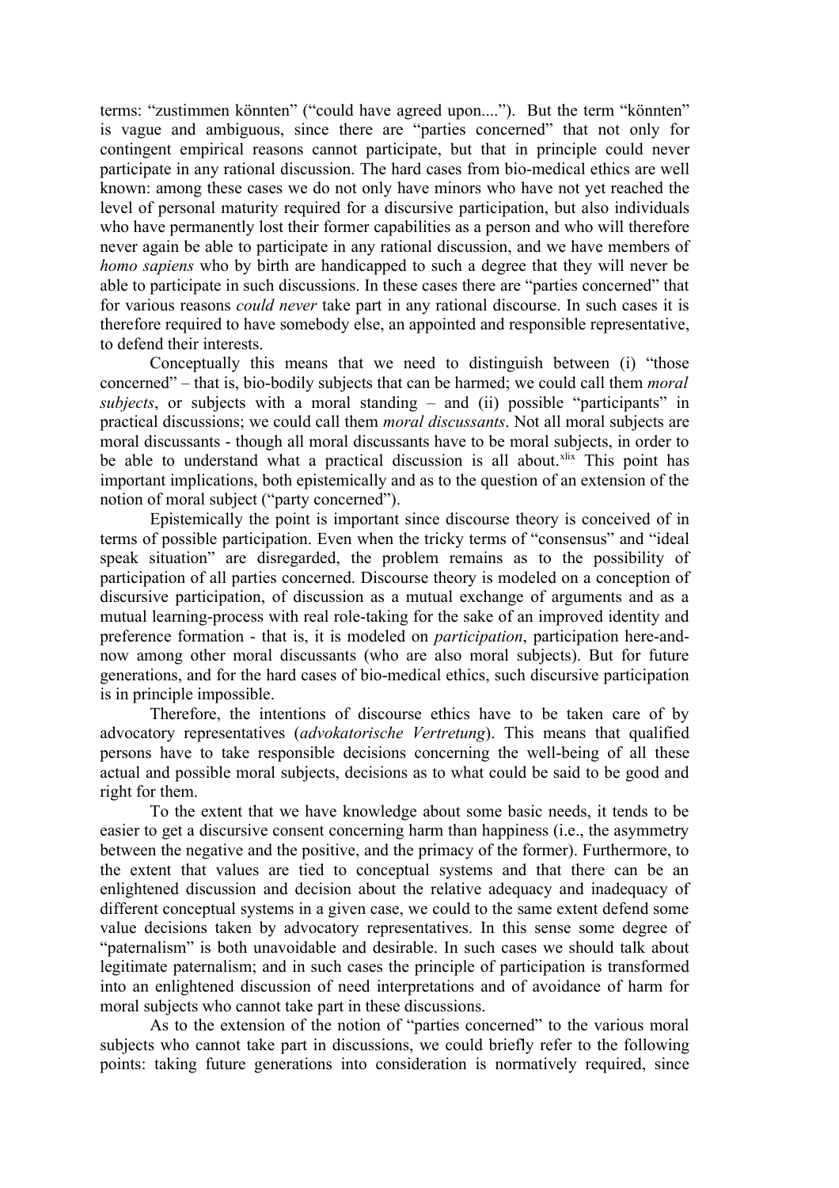terms: "zustimmen könnten" ("could have agreed upon...."). But the term "könnten" is vague and ambiguous, since there are "parties concerned" that not only for contingent empirical reasons cannot participate, but that in principle could never participate in any rational discussion. The hard cases from bio-medical ethics are well known: among these cases we do not only have minors who have not yet reached the level of personal maturity required for a discursive participation, but also individuals who have permanently lost their former capabilities as a person and who will therefore never again be able to participate in any rational discussion, and we have members of *homo sapiens* who by birth are handicapped to such a degree that they will never be able to participate in such discussions. In these cases there are "parties concerned" that for various reasons *could never* take part in any rational discourse. In such cases it is therefore required to have somebody else, an appointed and responsible representative, to defend their interests.

Conceptually this means that we need to distinguish between (i) "those concerned" – that is, bio-bodily subjects that can be harmed; we could call them *moral subjects*, or subjects with a moral standing – and (ii) possible "participants" in practical discussions; we could call them *moral discussants*. Not all moral subjects are moral discussants - though all moral discussants have to be moral subjects, in order to be able to understand what a practical discussion is all about.[xlix] This point has important implications, both epistemically and as to the question of an extension of the notion of moral subject ("party concerned").

Epistemically the point is important since discourse theory is conceived of in terms of possible participation. Even when the tricky terms of "consensus" and "ideal speak situation" are disregarded, the problem remains as to the possibility of participation of all parties concerned. Discourse theory is modeled on a conception of discursive participation, of discussion as a mutual exchange of arguments and as a mutual learning-process with real role-taking for the sake of an improved identity and preference formation - that is, it is modeled on *participation*, participation here-and-now among other moral discussants (who are also moral subjects). But for future generations, and for the hard cases of bio-medical ethics, such discursive participation is in principle impossible.

Therefore, the intentions of discourse ethics have to be taken care of by advocatory representatives (*advokatorische Vertretung*). This means that qualified persons have to take responsible decisions concerning the well-being of all these actual and possible moral subjects, decisions as to what could be said to be good and right for them.

To the extent that we have knowledge about some basic needs, it tends to be easier to get a discursive consent concerning harm than happiness (i.e., the asymmetry between the negative and the positive, and the primacy of the former). Furthermore, to the extent that values are tied to conceptual systems and that there can be an enlightened discussion and decision about the relative adequacy and inadequacy of different conceptual systems in a given case, we could to the same extent defend some value decisions taken by advocatory representatives. In this sense some degree of "paternalism" is both unavoidable and desirable. In such cases we should talk about legitimate paternalism; and in such cases the principle of participation is transformed into an enlightened discussion of need interpretations and of avoidance of harm for moral subjects who cannot take part in these discussions.

As to the extension of the notion of "parties concerned" to the various moral subjects who cannot take part in discussions, we could briefly refer to the following points: taking future generations into consideration is normatively required, since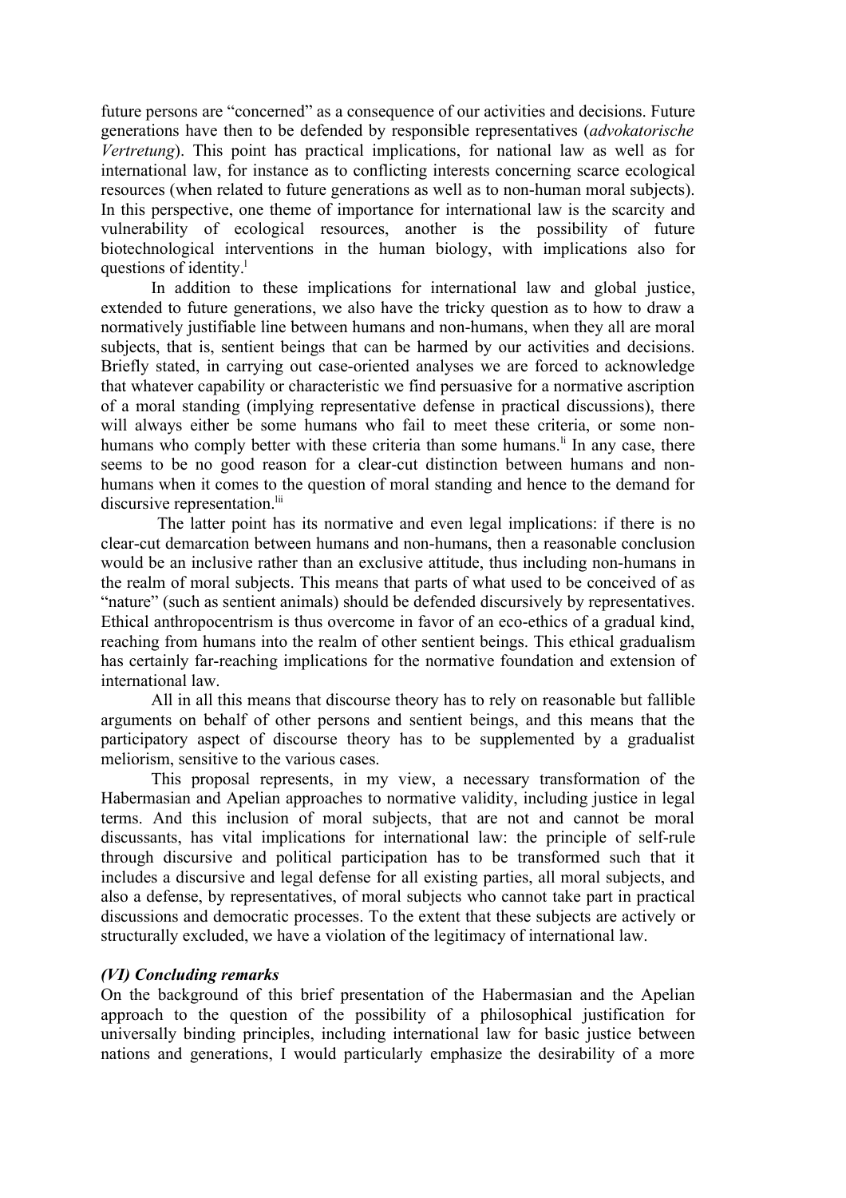future persons are "concerned" as a consequence of our activities and decisions. Future generations have then to be defended by responsible representatives (*advokatorische Vertretung*). This point has practical implications, for national law as well as for international law, for instance as to conflicting interests concerning scarce ecological resources (when related to future generations as well as to non-human moral subjects). In this perspective, one theme of importance for international law is the scarcity and vulnerability of ecological resources, another is the possibility of future biotechnological interventions in the human biology, with implications also for questions of identity.[l]

In addition to these implications for international law and global justice, extended to future generations, we also have the tricky question as to how to draw a normatively justifiable line between humans and non-humans, when they all are moral subjects, that is, sentient beings that can be harmed by our activities and decisions. Briefly stated, in carrying out case-oriented analyses we are forced to acknowledge that whatever capability or characteristic we find persuasive for a normative ascription of a moral standing (implying representative defense in practical discussions), there will always either be some humans who fail to meet these criteria, or some non-humans who comply better with these criteria than some humans.[li] In any case, there seems to be no good reason for a clear-cut distinction between humans and non-humans when it comes to the question of moral standing and hence to the demand for discursive representation.[lii]

The latter point has its normative and even legal implications: if there is no clear-cut demarcation between humans and non-humans, then a reasonable conclusion would be an inclusive rather than an exclusive attitude, thus including non-humans in the realm of moral subjects. This means that parts of what used to be conceived of as "nature" (such as sentient animals) should be defended discursively by representatives. Ethical anthropocentrism is thus overcome in favor of an eco-ethics of a gradual kind, reaching from humans into the realm of other sentient beings. This ethical gradualism has certainly far-reaching implications for the normative foundation and extension of international law.

All in all this means that discourse theory has to rely on reasonable but fallible arguments on behalf of other persons and sentient beings, and this means that the participatory aspect of discourse theory has to be supplemented by a gradualist meliorism, sensitive to the various cases.

This proposal represents, in my view, a necessary transformation of the Habermasian and Apelian approaches to normative validity, including justice in legal terms. And this inclusion of moral subjects, that are not and cannot be moral discussants, has vital implications for international law: the principle of self-rule through discursive and political participation has to be transformed such that it includes a discursive and legal defense for all existing parties, all moral subjects, and also a defense, by representatives, of moral subjects who cannot take part in practical discussions and democratic processes. To the extent that these subjects are actively or structurally excluded, we have a violation of the legitimacy of international law.

### *(VI) Concluding remarks*

On the background of this brief presentation of the Habermasian and the Apelian approach to the question of the possibility of a philosophical justification for universally binding principles, including international law for basic justice between nations and generations, I would particularly emphasize the desirability of a more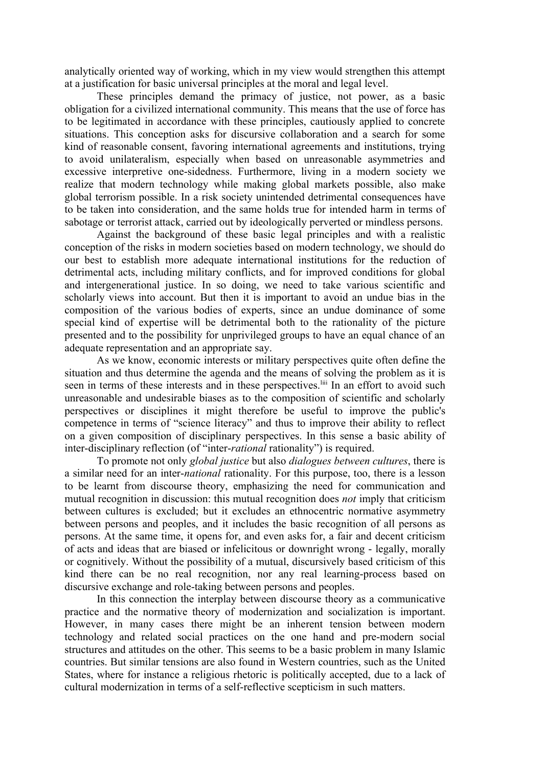analytically oriented way of working, which in my view would strengthen this attempt at a justification for basic universal principles at the moral and legal level.

These principles demand the primacy of justice, not power, as a basic obligation for a civilized international community. This means that the use of force has to be legitimated in accordance with these principles, cautiously applied to concrete situations. This conception asks for discursive collaboration and a search for some kind of reasonable consent, favoring international agreements and institutions, trying to avoid unilateralism, especially when based on unreasonable asymmetries and excessive interpretive one-sidedness. Furthermore, living in a modern society we realize that modern technology while making global markets possible, also make global terrorism possible. In a risk society unintended detrimental consequences have to be taken into consideration, and the same holds true for intended harm in terms of sabotage or terrorist attack, carried out by ideologically perverted or mindless persons.

Against the background of these basic legal principles and with a realistic conception of the risks in modern societies based on modern technology, we should do our best to establish more adequate international institutions for the reduction of detrimental acts, including military conflicts, and for improved conditions for global and intergenerational justice. In so doing, we need to take various scientific and scholarly views into account. But then it is important to avoid an undue bias in the composition of the various bodies of experts, since an undue dominance of some special kind of expertise will be detrimental both to the rationality of the picture presented and to the possibility for unprivileged groups to have an equal chance of an adequate representation and an appropriate say.

As we know, economic interests or military perspectives quite often define the situation and thus determine the agenda and the means of solving the problem as it is seen in terms of these interests and in these perspectives.[liii] In an effort to avoid such unreasonable and undesirable biases as to the composition of scientific and scholarly perspectives or disciplines it might therefore be useful to improve the public's competence in terms of "science literacy" and thus to improve their ability to reflect on a given composition of disciplinary perspectives. In this sense a basic ability of inter-disciplinary reflection (of "inter-*rational* rationality") is required.

To promote not only *global justice* but also *dialogues between cultures*, there is a similar need for an inter-*national* rationality. For this purpose, too, there is a lesson to be learnt from discourse theory, emphasizing the need for communication and mutual recognition in discussion: this mutual recognition does *not* imply that criticism between cultures is excluded; but it excludes an ethnocentric normative asymmetry between persons and peoples, and it includes the basic recognition of all persons as persons. At the same time, it opens for, and even asks for, a fair and decent criticism of acts and ideas that are biased or infelicitous or downright wrong - legally, morally or cognitively. Without the possibility of a mutual, discursively based criticism of this kind there can be no real recognition, nor any real learning-process based on discursive exchange and role-taking between persons and peoples.

In this connection the interplay between discourse theory as a communicative practice and the normative theory of modernization and socialization is important. However, in many cases there might be an inherent tension between modern technology and related social practices on the one hand and pre-modern social structures and attitudes on the other. This seems to be a basic problem in many Islamic countries. But similar tensions are also found in Western countries, such as the United States, where for instance a religious rhetoric is politically accepted, due to a lack of cultural modernization in terms of a self-reflective scepticism in such matters.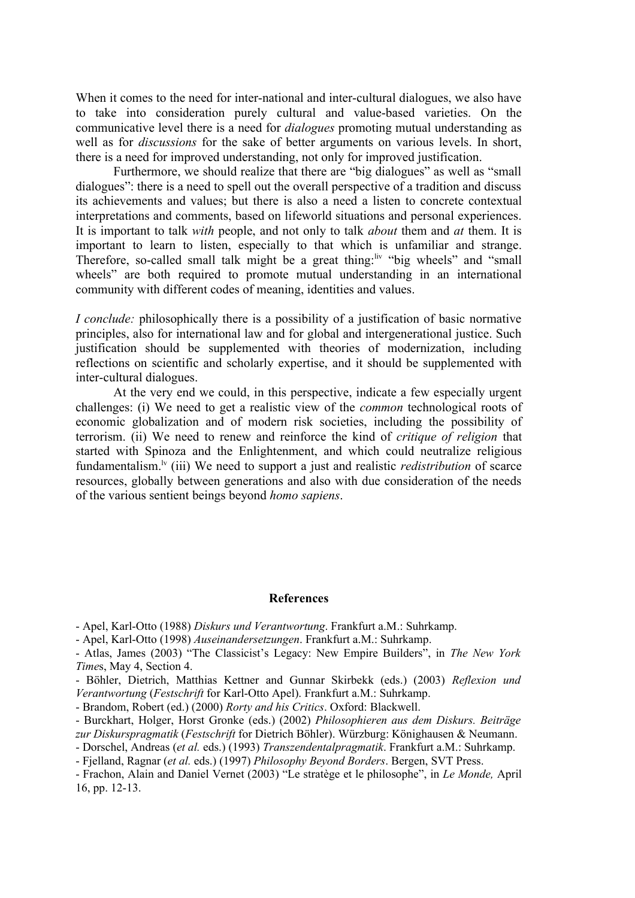When it comes to the need for inter-national and inter-cultural dialogues, we also have to take into consideration purely cultural and value-based varieties. On the communicative level there is a need for *dialogues* promoting mutual understanding as well as for *discussions* for the sake of better arguments on various levels. In short, there is a need for improved understanding, not only for improved justification.

Furthermore, we should realize that there are "big dialogues" as well as "small dialogues": there is a need to spell out the overall perspective of a tradition and discuss its achievements and values; but there is also a need a listen to concrete contextual interpretations and comments, based on lifeworld situations and personal experiences. It is important to talk *with* people, and not only to talk *about* them and *at* them. It is important to learn to listen, especially to that which is unfamiliar and strange. Therefore, so-called small talk might be a great thing:[liv] "big wheels" and "small wheels" are both required to promote mutual understanding in an international community with different codes of meaning, identities and values.

*I conclude:* philosophically there is a possibility of a justification of basic normative principles, also for international law and for global and intergenerational justice. Such justification should be supplemented with theories of modernization, including reflections on scientific and scholarly expertise, and it should be supplemented with inter-cultural dialogues.

At the very end we could, in this perspective, indicate a few especially urgent challenges: (i) We need to get a realistic view of the *common* technological roots of economic globalization and of modern risk societies, including the possibility of terrorism. (ii) We need to renew and reinforce the kind of *critique of religion* that started with Spinoza and the Enlightenment, and which could neutralize religious fundamentalism.[lv] (iii) We need to support a just and realistic *redistribution* of scarce resources, globally between generations and also with due consideration of the needs of the various sentient beings beyond *homo sapiens*.

## References

- Apel, Karl-Otto (1988) *Diskurs und Verantwortung*. Frankfurt a.M.: Suhrkamp.
- Apel, Karl-Otto (1998) *Auseinandersetzungen*. Frankfurt a.M.: Suhrkamp.
- Atlas, James (2003) "The Classicist's Legacy: New Empire Builders", in *The New York Times*, May 4, Section 4.
- Böhler, Dietrich, Matthias Kettner and Gunnar Skirbekk (eds.) (2003) *Reflexion und Verantwortung* (*Festschrift* for Karl-Otto Apel). Frankfurt a.M.: Suhrkamp.
- Brandom, Robert (ed.) (2000) *Rorty and his Critics*. Oxford: Blackwell.
- Burckhart, Holger, Horst Gronke (eds.) (2002) *Philosophieren aus dem Diskurs. Beiträge zur Diskurspragmatik* (*Festschrift* for Dietrich Böhler). Würzburg: Könighausen & Neumann.
- Dorschel, Andreas (*et al.* eds.) (1993) *Transzendentalpragmatik*. Frankfurt a.M.: Suhrkamp.
- Fjelland, Ragnar (*et al.* eds.) (1997) *Philosophy Beyond Borders*. Bergen, SVT Press.
- Frachon, Alain and Daniel Vernet (2003) "Le stratège et le philosophe", in *Le Monde,* April 16, pp. 12-13.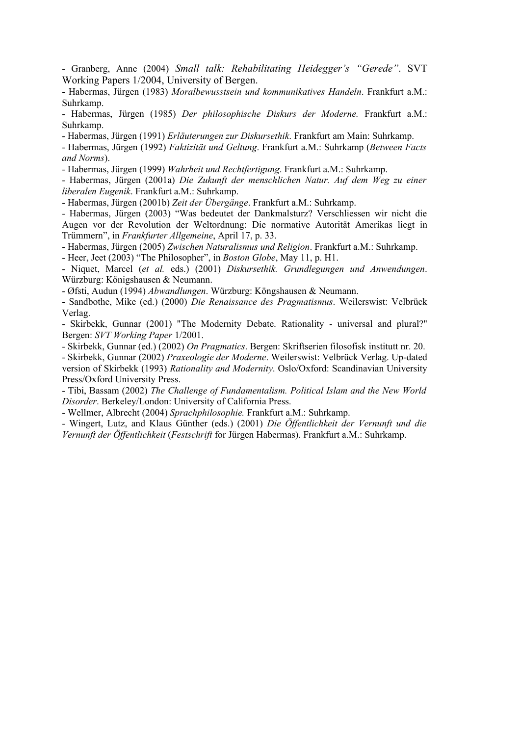- Granberg, Anne (2004) *Small talk: Rehabilitating Heidegger's "Gerede"*. SVT Working Papers 1/2004, University of Bergen.

- Habermas, Jürgen (1983) *Moralbewusstsein und kommunikatives Handeln*. Frankfurt a.M.: Suhrkamp.

- Habermas, Jürgen (1985) *Der philosophische Diskurs der Moderne.* Frankfurt a.M.: Suhrkamp.

- Habermas, Jürgen (1991) *Erläuterungen zur Diskursethik*. Frankfurt am Main: Suhrkamp.

- Habermas, Jürgen (1992) *Faktizität und Geltung*. Frankfurt a.M.: Suhrkamp (*Between Facts and Norms*).

- Habermas, Jürgen (1999) *Wahrheit und Rechtfertigung*. Frankfurt a.M.: Suhrkamp.

- Habermas, Jürgen (2001a) *Die Zukunft der menschlichen Natur. Auf dem Weg zu einer liberalen Eugenik*. Frankfurt a.M.: Suhrkamp.

- Habermas, Jürgen (2001b) *Zeit der Übergänge*. Frankfurt a.M.: Suhrkamp.

- Habermas, Jürgen (2003) "Was bedeutet der Dankmalsturz? Verschliessen wir nicht die Augen vor der Revolution der Weltordnung: Die normative Autorität Amerikas liegt in Trümmern", in *Frankfurter Allgemeine*, April 17, p. 33.

- Habermas, Jürgen (2005) *Zwischen Naturalismus und Religion*. Frankfurt a.M.: Suhrkamp.

- Heer, Jeet (2003) "The Philosopher", in *Boston Globe*, May 11, p. H1.

- Niquet, Marcel (*et al.* eds.) (2001) *Diskursethik. Grundlegungen und Anwendungen*. Würzburg: Königshausen & Neumann.

- Øfsti, Audun (1994) *Abwandlungen*. Würzburg: Köngshausen & Neumann.

- Sandbothe, Mike (ed.) (2000) *Die Renaissance des Pragmatismus*. Weilerswist: Velbrück Verlag.

- Skirbekk, Gunnar (2001) "The Modernity Debate. Rationality - universal and plural?" Bergen: *SVT Working Paper* 1/2001.

- Skirbekk, Gunnar (ed.) (2002) *On Pragmatics*. Bergen: Skriftserien filosofisk institutt nr. 20.

- Skirbekk, Gunnar (2002) *Praxeologie der Moderne*. Weilerswist: Velbrück Verlag. Up-dated version of Skirbekk (1993) *Rationality and Modernity*. Oslo/Oxford: Scandinavian University Press/Oxford University Press.

- Tibi, Bassam (2002) *The Challenge of Fundamentalism. Political Islam and the New World Disorder*. Berkeley/London: University of California Press.

- Wellmer, Albrecht (2004) *Sprachphilosophie.* Frankfurt a.M.: Suhrkamp.

- Wingert, Lutz, and Klaus Günther (eds.) (2001) *Die Öffentlichkeit der Vernunft und die Vernunft der Öffentlichkeit* (*Festschrift* for Jürgen Habermas). Frankfurt a.M.: Suhrkamp.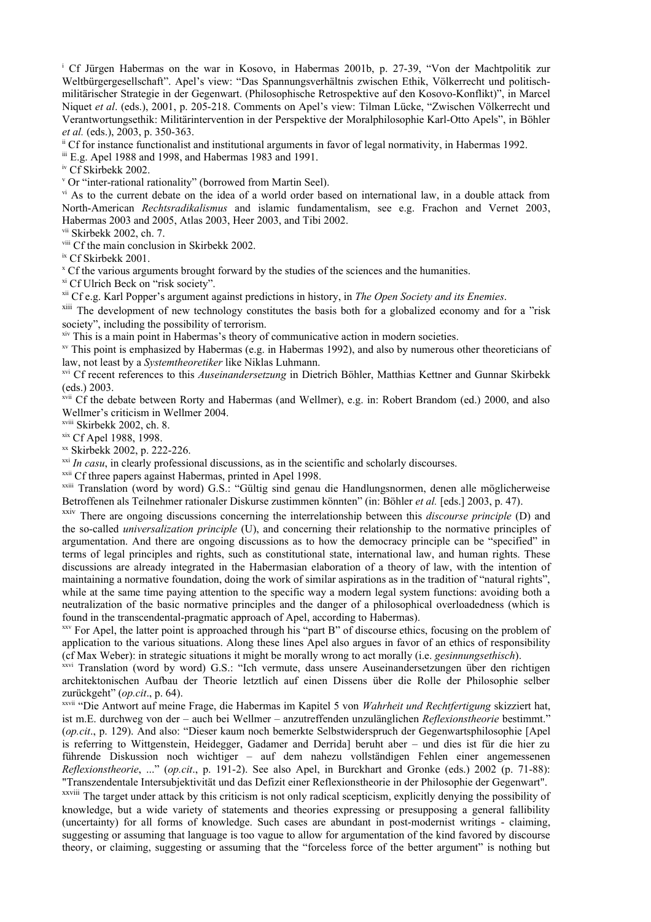[i] Cf Jürgen Habermas on the war in Kosovo, in Habermas 2001b, p. 27-39, "Von der Machtpolitik zur Weltbürgergesellschaft". Apel's view: "Das Spannungsverhältnis zwischen Ethik, Völkerrecht und politisch-militärischer Strategie in der Gegenwart. (Philosophische Retrospektive auf den Kosovo-Konflikt)", in Marcel Niquet *et al*. (eds.), 2001, p. 205-218. Comments on Apel's view: Tilman Lücke, "Zwischen Völkerrecht und Verantwortungsethik: Militärintervention in der Perspektive der Moralphilosophie Karl-Otto Apels", in Böhler *et al.* (eds.), 2003, p. 350-363.

[ii] Cf for instance functionalist and institutional arguments in favor of legal normativity, in Habermas 1992.

[iii] E.g. Apel 1988 and 1998, and Habermas 1983 and 1991.

[iv] Cf Skirbekk 2002.

[v] Or "inter-rational rationality" (borrowed from Martin Seel).

[vi] As to the current debate on the idea of a world order based on international law, in a double attack from North-American *Rechtsradikalismus* and islamic fundamentalism, see e.g. Frachon and Vernet 2003, Habermas 2003 and 2005, Atlas 2003, Heer 2003, and Tibi 2002.

[vii] Skirbekk 2002, ch. 7.

[viii] Cf the main conclusion in Skirbekk 2002.

[ix] Cf Skirbekk 2001.

[x] Cf the various arguments brought forward by the studies of the sciences and the humanities.

[xi] Cf Ulrich Beck on "risk society".

[xii] Cf e.g. Karl Popper's argument against predictions in history, in *The Open Society and its Enemies*.

[xiii] The development of new technology constitutes the basis both for a globalized economy and for a "risk society", including the possibility of terrorism.

[xiv] This is a main point in Habermas's theory of communicative action in modern societies.

[xv] This point is emphasized by Habermas (e.g. in Habermas 1992), and also by numerous other theoreticians of law, not least by a *Systemtheoretiker* like Niklas Luhmann.

[xvi] Cf recent references to this *Auseinandersetzung* in Dietrich Böhler, Matthias Kettner and Gunnar Skirbekk (eds.) 2003.

[xvii] Cf the debate between Rorty and Habermas (and Wellmer), e.g. in: Robert Brandom (ed.) 2000, and also Wellmer's criticism in Wellmer 2004.

[xviii] Skirbekk 2002, ch. 8.

[xix] Cf Apel 1988, 1998.

[xx] Skirbekk 2002, p. 222-226.

[xxi] *In casu*, in clearly professional discussions, as in the scientific and scholarly discourses.

[xxii] Cf three papers against Habermas, printed in Apel 1998.

[xxiii] Translation (word by word) G.S.: "Gültig sind genau die Handlungsnormen, denen alle möglicherweise Betroffenen als Teilnehmer rationaler Diskurse zustimmen könnten" (in: Böhler *et al.* [eds.] 2003, p. 47).

[xxiv] There are ongoing discussions concerning the interrelationship between this *discourse principle* (D) and the so-called *universalization principle* (U), and concerning their relationship to the normative principles of argumentation. And there are ongoing discussions as to how the democracy principle can be "specified" in terms of legal principles and rights, such as constitutional state, international law, and human rights. These discussions are already integrated in the Habermasian elaboration of a theory of law, with the intention of maintaining a normative foundation, doing the work of similar aspirations as in the tradition of "natural rights", while at the same time paying attention to the specific way a modern legal system functions: avoiding both a neutralization of the basic normative principles and the danger of a philosophical overloadedness (which is found in the transcendental-pragmatic approach of Apel, according to Habermas).

[xxv] For Apel, the latter point is approached through his "part B" of discourse ethics, focusing on the problem of application to the various situations. Along these lines Apel also argues in favor of an ethics of responsibility (cf Max Weber): in strategic situations it might be morally wrong to act morally (i.e. *gesinnungsethisch*).

[xxvi] Translation (word by word) G.S.: "Ich vermute, dass unsere Auseinandersetzungen über den richtigen architektonischen Aufbau der Theorie letztlich auf einen Dissens über die Rolle der Philosophie selber zurückgeht" (*op.cit*., p. 64).

[xxvii] "Die Antwort auf meine Frage, die Habermas im Kapitel 5 von *Wahrheit und Rechtfertigung* skizziert hat, ist m.E. durchweg von der – auch bei Wellmer – anzutreffenden unzulänglichen *Reflexionstheorie* bestimmt." (*op.cit*., p. 129). And also: "Dieser kaum noch bemerkte Selbstwiderspruch der Gegenwartsphilosophie [Apel is referring to Wittgenstein, Heidegger, Gadamer and Derrida] beruht aber – und dies ist für die hier zu führende Diskussion noch wichtiger – auf dem nahezu vollständigen Fehlen einer angemessenen *Reflexionstheorie*, ..." (*op.cit*., p. 191-2). See also Apel, in Burckhart and Gronke (eds.) 2002 (p. 71-88): "Transzendentale Intersubjektivität und das Defizit einer Reflexionstheorie in der Philosophie der Gegenwart".

[xxviii] The target under attack by this criticism is not only radical scepticism, explicitly denying the possibility of knowledge, but a wide variety of statements and theories expressing or presupposing a general fallibility (uncertainty) for all forms of knowledge. Such cases are abundant in post-modernist writings - claiming, suggesting or assuming that language is too vague to allow for argumentation of the kind favored by discourse theory, or claiming, suggesting or assuming that the "forceless force of the better argument" is nothing but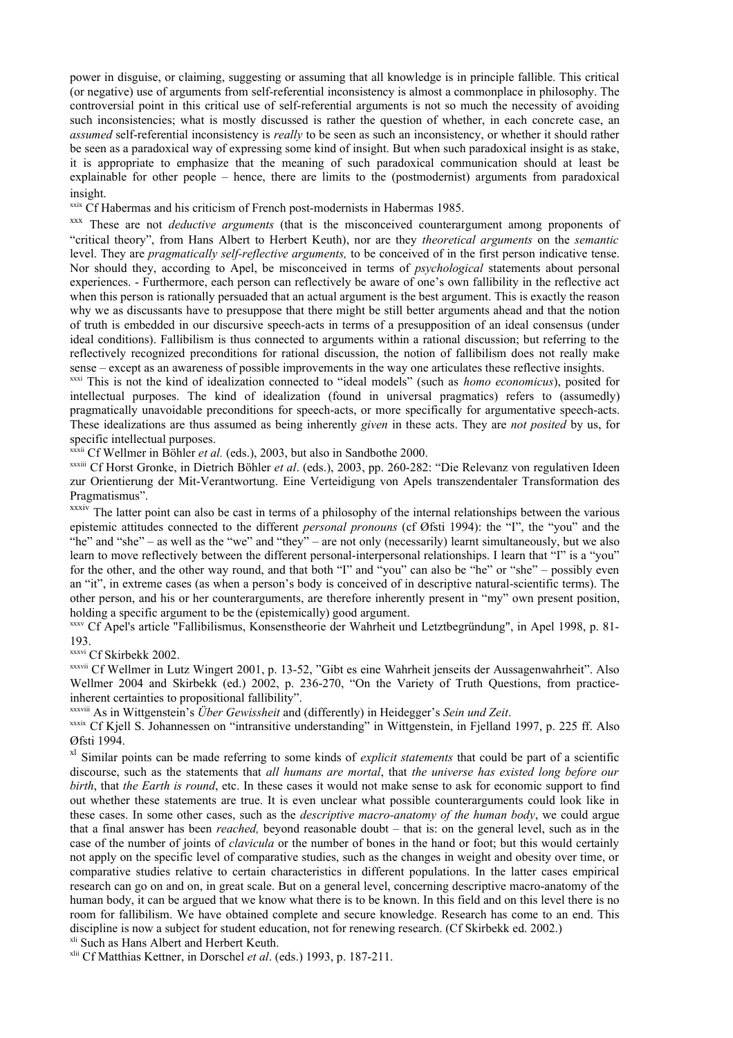power in disguise, or claiming, suggesting or assuming that all knowledge is in principle fallible. This critical (or negative) use of arguments from self-referential inconsistency is almost a commonplace in philosophy. The controversial point in this critical use of self-referential arguments is not so much the necessity of avoiding such inconsistencies; what is mostly discussed is rather the question of whether, in each concrete case, an *assumed* self-referential inconsistency is *really* to be seen as such an inconsistency, or whether it should rather be seen as a paradoxical way of expressing some kind of insight. But when such paradoxical insight is as stake, it is appropriate to emphasize that the meaning of such paradoxical communication should at least be explainable for other people – hence, there are limits to the (postmodernist) arguments from paradoxical insight.

[xxix] Cf Habermas and his criticism of French post-modernists in Habermas 1985.

[xxx] These are not *deductive arguments* (that is the misconceived counterargument among proponents of "critical theory", from Hans Albert to Herbert Keuth), nor are they *theoretical arguments* on the *semantic* level. They are *pragmatically self-reflective arguments,* to be conceived of in the first person indicative tense. Nor should they, according to Apel, be misconceived in terms of *psychological* statements about personal experiences. - Furthermore, each person can reflectively be aware of one's own fallibility in the reflective act when this person is rationally persuaded that an actual argument is the best argument. This is exactly the reason why we as discussants have to presuppose that there might be still better arguments ahead and that the notion of truth is embedded in our discursive speech-acts in terms of a presupposition of an ideal consensus (under ideal conditions). Fallibilism is thus connected to arguments within a rational discussion; but referring to the reflectively recognized preconditions for rational discussion, the notion of fallibilism does not really make sense – except as an awareness of possible improvements in the way one articulates these reflective insights.

[xxxi] This is not the kind of idealization connected to "ideal models" (such as *homo economicus*), posited for intellectual purposes. The kind of idealization (found in universal pragmatics) refers to (assumedly) pragmatically unavoidable preconditions for speech-acts, or more specifically for argumentative speech-acts. These idealizations are thus assumed as being inherently *given* in these acts. They are *not posited* by us, for specific intellectual purposes.

[xxxii] Cf Wellmer in Böhler *et al.* (eds.), 2003, but also in Sandbothe 2000.

[xxxiii] Cf Horst Gronke, in Dietrich Böhler *et al*. (eds.), 2003, pp. 260-282: "Die Relevanz von regulativen Ideen zur Orientierung der Mit-Verantwortung. Eine Verteidigung von Apels transzendentaler Transformation des Pragmatismus".

[xxxiv] The latter point can also be cast in terms of a philosophy of the internal relationships between the various epistemic attitudes connected to the different *personal pronouns* (cf Øfsti 1994): the "I", the "you" and the "he" and "she" – as well as the "we" and "they" – are not only (necessarily) learnt simultaneously, but we also learn to move reflectively between the different personal-interpersonal relationships. I learn that "I" is a "you" for the other, and the other way round, and that both "I" and "you" can also be "he" or "she" – possibly even an "it", in extreme cases (as when a person's body is conceived of in descriptive natural-scientific terms). The other person, and his or her counterarguments, are therefore inherently present in "my" own present position, holding a specific argument to be the (epistemically) good argument.

[xxxv] Cf Apel's article "Fallibilismus, Konsenstheorie der Wahrheit und Letztbegründung", in Apel 1998, p. 81-193.

[xxxvi] Cf Skirbekk 2002.

[xxxvii] Cf Wellmer in Lutz Wingert 2001, p. 13-52, "Gibt es eine Wahrheit jenseits der Aussagenwahrheit". Also Wellmer 2004 and Skirbekk (ed.) 2002, p. 236-270, "On the Variety of Truth Questions, from practice-inherent certainties to propositional fallibility".

[xxxviii] As in Wittgenstein's *Über Gewissheit* and (differently) in Heidegger's *Sein und Zeit*.

[xxxix] Cf Kjell S. Johannessen on "intransitive understanding" in Wittgenstein, in Fjelland 1997, p. 225 ff. Also Øfsti 1994.

[xl] Similar points can be made referring to some kinds of *explicit statements* that could be part of a scientific discourse, such as the statements that *all humans are mortal*, that *the universe has existed long before our birth*, that *the Earth is round*, etc. In these cases it would not make sense to ask for economic support to find out whether these statements are true. It is even unclear what possible counterarguments could look like in these cases. In some other cases, such as the *descriptive macro-anatomy of the human body*, we could argue that a final answer has been *reached,* beyond reasonable doubt – that is: on the general level, such as in the case of the number of joints of *clavicula* or the number of bones in the hand or foot; but this would certainly not apply on the specific level of comparative studies, such as the changes in weight and obesity over time, or comparative studies relative to certain characteristics in different populations. In the latter cases empirical research can go on and on, in great scale. But on a general level, concerning descriptive macro-anatomy of the human body, it can be argued that we know what there is to be known. In this field and on this level there is no room for fallibilism. We have obtained complete and secure knowledge. Research has come to an end. This discipline is now a subject for student education, not for renewing research. (Cf Skirbekk ed. 2002.)

[xli] Such as Hans Albert and Herbert Keuth.

[xlii] Cf Matthias Kettner, in Dorschel *et al*. (eds.) 1993, p. 187-211.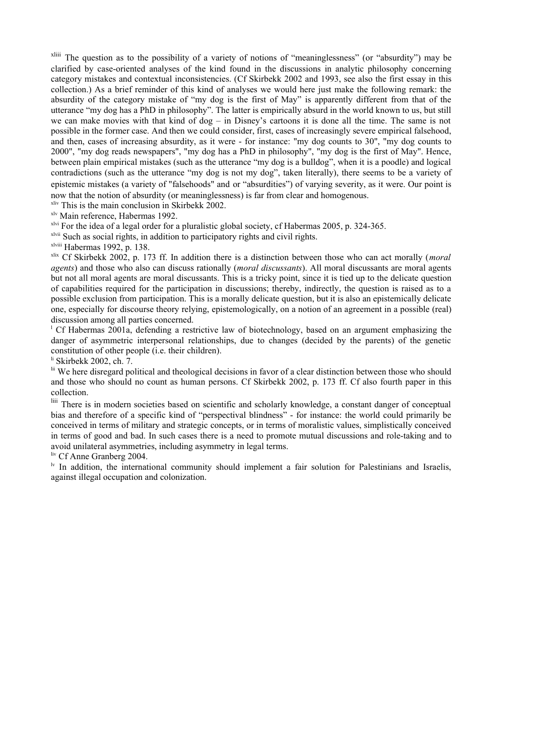[xliii] The question as to the possibility of a variety of notions of "meaninglessness" (or "absurdity") may be clarified by case-oriented analyses of the kind found in the discussions in analytic philosophy concerning category mistakes and contextual inconsistencies. (Cf Skirbekk 2002 and 1993, see also the first essay in this collection.) As a brief reminder of this kind of analyses we would here just make the following remark: the absurdity of the category mistake of "my dog is the first of May" is apparently different from that of the utterance "my dog has a PhD in philosophy". The latter is empirically absurd in the world known to us, but still we can make movies with that kind of dog – in Disney's cartoons it is done all the time. The same is not possible in the former case. And then we could consider, first, cases of increasingly severe empirical falsehood, and then, cases of increasing absurdity, as it were - for instance: "my dog counts to 30", "my dog counts to 2000", "my dog reads newspapers", "my dog has a PhD in philosophy", "my dog is the first of May". Hence, between plain empirical mistakes (such as the utterance "my dog is a bulldog", when it is a poodle) and logical contradictions (such as the utterance "my dog is not my dog", taken literally), there seems to be a variety of epistemic mistakes (a variety of "falsehoods" and or "absurdities") of varying severity, as it were. Our point is now that the notion of absurdity (or meaninglessness) is far from clear and homogenous.

[xliv] This is the main conclusion in Skirbekk 2002.

[xlv] Main reference, Habermas 1992.

[xlvi] For the idea of a legal order for a pluralistic global society, cf Habermas 2005, p. 324-365.

[xlvii] Such as social rights, in addition to participatory rights and civil rights.

[xlviii] Habermas 1992, p. 138.

[xlix] Cf Skirbekk 2002, p. 173 ff. In addition there is a distinction between those who can act morally (*moral agents*) and those who also can discuss rationally (*moral discussants*). All moral discussants are moral agents but not all moral agents are moral discussants. This is a tricky point, since it is tied up to the delicate question of capabilities required for the participation in discussions; thereby, indirectly, the question is raised as to a possible exclusion from participation. This is a morally delicate question, but it is also an epistemically delicate one, especially for discourse theory relying, epistemologically, on a notion of an agreement in a possible (real) discussion among all parties concerned.

[l] Cf Habermas 2001a, defending a restrictive law of biotechnology, based on an argument emphasizing the danger of asymmetric interpersonal relationships, due to changes (decided by the parents) of the genetic constitution of other people (i.e. their children).

[li] Skirbekk 2002, ch. 7.

[lii] We here disregard political and theological decisions in favor of a clear distinction between those who should and those who should no count as human persons. Cf Skirbekk 2002, p. 173 ff. Cf also fourth paper in this collection.

[liii] There is in modern societies based on scientific and scholarly knowledge, a constant danger of conceptual bias and therefore of a specific kind of "perspectival blindness" - for instance: the world could primarily be conceived in terms of military and strategic concepts, or in terms of moralistic values, simplistically conceived in terms of good and bad. In such cases there is a need to promote mutual discussions and role-taking and to avoid unilateral asymmetries, including asymmetry in legal terms.

[liv] Cf Anne Granberg 2004.

[lv] In addition, the international community should implement a fair solution for Palestinians and Israelis, against illegal occupation and colonization.